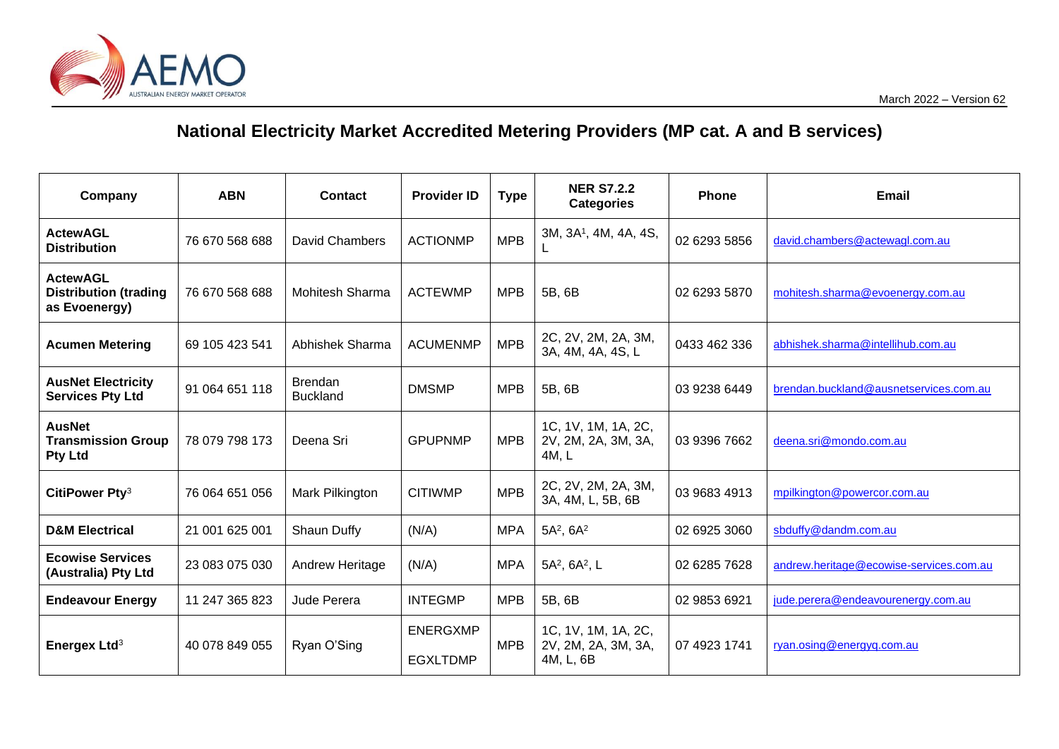March 2022 – Version 62

# National Electricity Market Accredited Metering Providers (MP cat. A and B services)

| Company | ABN | Contact | Provider ID | Type | NER S7.2.2 Categories | Phone | Email |
|---|---|---|---|---|---|---|---|
| **ActewAGL Distribution** | 76 670 568 688 | David Chambers | ACTIONMP | MPB | 3M, 3A[1], 4M, 4A, 4S, L | 02 6293 5856 | david.chambers@actewagl.com.au |
| **ActewAGL Distribution (trading as Evoenergy)** | 76 670 568 688 | Mohitesh Sharma | ACTEWMP | MPB | 5B, 6B | 02 6293 5870 | mohitesh.sharma@evoenergy.com.au |
| **Acumen Metering** | 69 105 423 541 | Abhishek Sharma | ACUMENMP | MPB | 2C, 2V, 2M, 2A, 3M, 3A, 4M, 4A, 4S, L | 0433 462 336 | abhishek.sharma@intellihub.com.au |
| **AusNet Electricity Services Pty Ltd** | 91 064 651 118 | Brendan Buckland | DMSMP | MPB | 5B, 6B | 03 9238 6449 | brendan.buckland@ausnetservices.com.au |
| **AusNet Transmission Group Pty Ltd** | 78 079 798 173 | Deena Sri | GPUPNMP | MPB | 1C, 1V, 1M, 1A, 2C, 2V, 2M, 2A, 3M, 3A, 4M, L | 03 9396 7662 | deena.sri@mondo.com.au |
| **CitiPower Pty**[3] | 76 064 651 056 | Mark Pilkington | CITIWMP | MPB | 2C, 2V, 2M, 2A, 3M, 3A, 4M, L, 5B, 6B | 03 9683 4913 | mpilkington@powercor.com.au |
| **D&M Electrical** | 21 001 625 001 | Shaun Duffy | (N/A) | MPA | 5A[2], 6A[2] | 02 6925 3060 | sbduffy@dandm.com.au |
| **Ecowise Services (Australia) Pty Ltd** | 23 083 075 030 | Andrew Heritage | (N/A) | MPA | 5A[2], 6A[2], L | 02 6285 7628 | andrew.heritage@ecowise-services.com.au |
| **Endeavour Energy** | 11 247 365 823 | Jude Perera | INTEGMP | MPB | 5B, 6B | 02 9853 6921 | jude.perera@endeavourenergy.com.au |
| **Energex Ltd**[3] | 40 078 849 055 | Ryan O'Sing | ENERGXMP<br>EGXLTDMP | MPB | 1C, 1V, 1M, 1A, 2C, 2V, 2M, 2A, 3M, 3A, 4M, L, 6B | 07 4923 1741 | ryan.osing@energyq.com.au |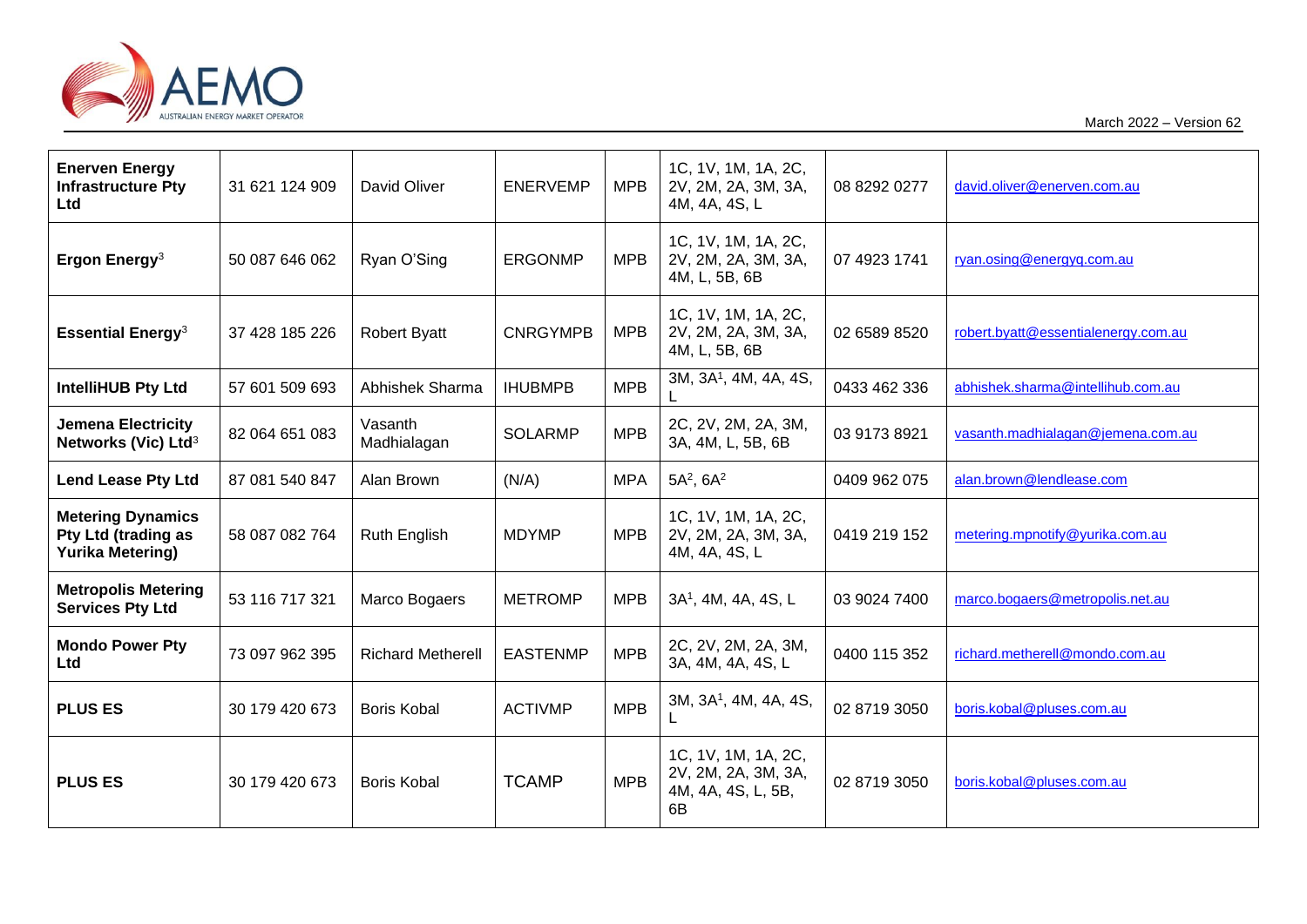| **Enerven Energy Infrastructure Pty Ltd** | 31 621 124 909 | David Oliver | ENERVEMP | MPB | 1C, 1V, 1M, 1A, 2C, 2V, 2M, 2A, 3M, 3A, 4M, 4A, 4S, L | 08 8292 0277 | david.oliver@enerven.com.au |
|---|---|---|---|---|---|---|---|
| **Ergon Energy**[3] | 50 087 646 062 | Ryan O'Sing | ERGONMP | MPB | 1C, 1V, 1M, 1A, 2C, 2V, 2M, 2A, 3M, 3A, 4M, L, 5B, 6B | 07 4923 1741 | ryan.osing@energyq.com.au |
| **Essential Energy**[3] | 37 428 185 226 | Robert Byatt | CNRGYMPB | MPB | 1C, 1V, 1M, 1A, 2C, 2V, 2M, 2A, 3M, 3A, 4M, L, 5B, 6B | 02 6589 8520 | robert.byatt@essentialenergy.com.au |
| **IntelliHUB Pty Ltd** | 57 601 509 693 | Abhishek Sharma | IHUBMPB | MPB | 3M, 3A[1], 4M, 4A, 4S, L | 0433 462 336 | abhishek.sharma@intellihub.com.au |
| **Jemena Electricity Networks (Vic) Ltd**[3] | 82 064 651 083 | Vasanth Madhialagan | SOLARMP | MPB | 2C, 2V, 2M, 2A, 3M, 3A, 4M, L, 5B, 6B | 03 9173 8921 | vasanth.madhialagan@jemena.com.au |
| **Lend Lease Pty Ltd** | 87 081 540 847 | Alan Brown | (N/A) | MPA | 5A[2], 6A[2] | 0409 962 075 | alan.brown@lendlease.com |
| **Metering Dynamics Pty Ltd (trading as Yurika Metering)** | 58 087 082 764 | Ruth English | MDYMP | MPB | 1C, 1V, 1M, 1A, 2C, 2V, 2M, 2A, 3M, 3A, 4M, 4A, 4S, L | 0419 219 152 | metering.mpnotify@yurika.com.au |
| **Metropolis Metering Services Pty Ltd** | 53 116 717 321 | Marco Bogaers | METROMP | MPB | 3A[1], 4M, 4A, 4S, L | 03 9024 7400 | marco.bogaers@metropolis.net.au |
| **Mondo Power Pty Ltd** | 73 097 962 395 | Richard Metherell | EASTENMP | MPB | 2C, 2V, 2M, 2A, 3M, 3A, 4M, 4A, 4S, L | 0400 115 352 | richard.metherell@mondo.com.au |
| **PLUS ES** | 30 179 420 673 | Boris Kobal | ACTIVMP | MPB | 3M, 3A[1], 4M, 4A, 4S, L | 02 8719 3050 | boris.kobal@pluses.com.au |
| **PLUS ES** | 30 179 420 673 | Boris Kobal | TCAMP | MPB | 1C, 1V, 1M, 1A, 2C, 2V, 2M, 2A, 3M, 3A, 4M, 4A, 4S, L, 5B, 6B | 02 8719 3050 | boris.kobal@pluses.com.au |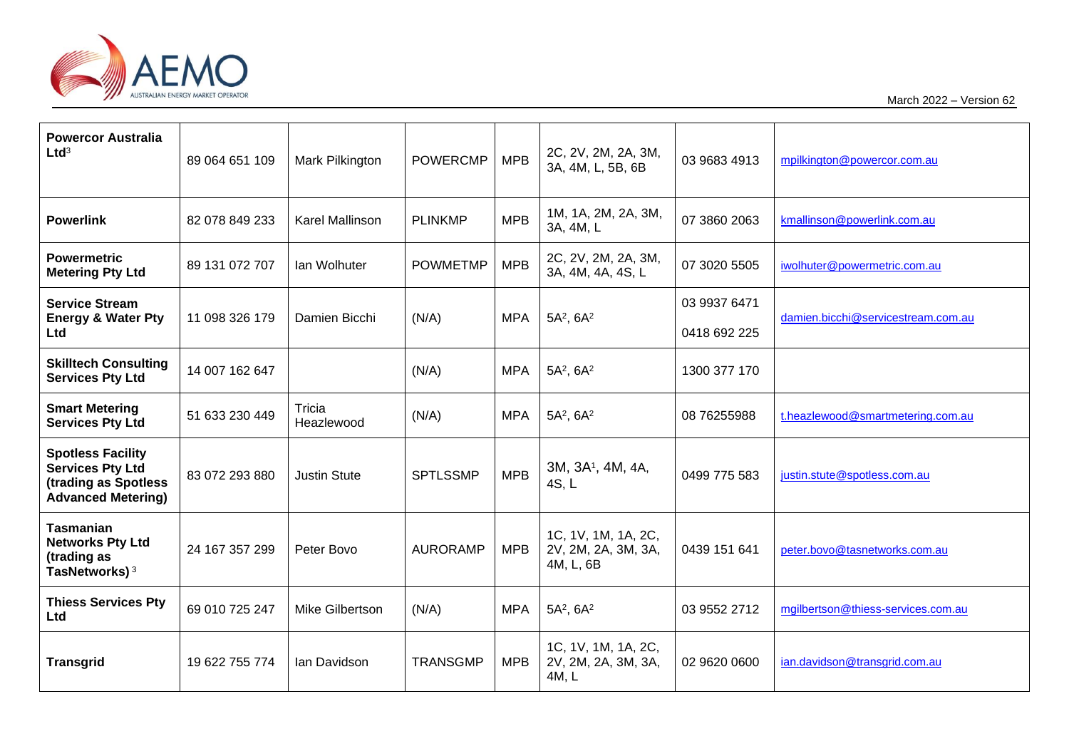| | | | | | | | |
|---|---|---|---|---|---|---|---|
| **Powercor Australia Ltd**[3] | 89 064 651 109 | Mark Pilkington | POWERCMP | MPB | 2C, 2V, 2M, 2A, 3M, 3A, 4M, L, 5B, 6B | 03 9683 4913 | mpilkington@powercor.com.au |
| **Powerlink** | 82 078 849 233 | Karel Mallinson | PLINKMP | MPB | 1M, 1A, 2M, 2A, 3M, 3A, 4M, L | 07 3860 2063 | kmallinson@powerlink.com.au |
| **Powermetric Metering Pty Ltd** | 89 131 072 707 | Ian Wolhuter | POWMETMP | MPB | 2C, 2V, 2M, 2A, 3M, 3A, 4M, 4A, 4S, L | 07 3020 5505 | iwolhuter@powermetric.com.au |
| **Service Stream Energy & Water Pty Ltd** | 11 098 326 179 | Damien Bicchi | (N/A) | MPA | 5A[2], 6A[2] | 03 9937 6471<br>0418 692 225 | damien.bicchi@servicestream.com.au |
| **Skilltech Consulting Services Pty Ltd** | 14 007 162 647 | | (N/A) | MPA | 5A[2], 6A[2] | 1300 377 170 | |
| **Smart Metering Services Pty Ltd** | 51 633 230 449 | Tricia Heazlewood | (N/A) | MPA | 5A[2], 6A[2] | 08 76255988 | t.heazlewood@smartmetering.com.au |
| **Spotless Facility Services Pty Ltd (trading as Spotless Advanced Metering)** | 83 072 293 880 | Justin Stute | SPTLSSMP | MPB | 3M, 3A[1], 4M, 4A, 4S, L | 0499 775 583 | justin.stute@spotless.com.au |
| **Tasmanian Networks Pty Ltd (trading as TasNetworks)**[3] | 24 167 357 299 | Peter Bovo | AURORAMP | MPB | 1C, 1V, 1M, 1A, 2C, 2V, 2M, 2A, 3M, 3A, 4M, L, 6B | 0439 151 641 | peter.bovo@tasnetworks.com.au |
| **Thiess Services Pty Ltd** | 69 010 725 247 | Mike Gilbertson | (N/A) | MPA | 5A[2], 6A[2] | 03 9552 2712 | mgilbertson@thiess-services.com.au |
| **Transgrid** | 19 622 755 774 | Ian Davidson | TRANSGMP | MPB | 1C, 1V, 1M, 1A, 2C, 2V, 2M, 2A, 3M, 3A, 4M, L | 02 9620 0600 | ian.davidson@transgrid.com.au |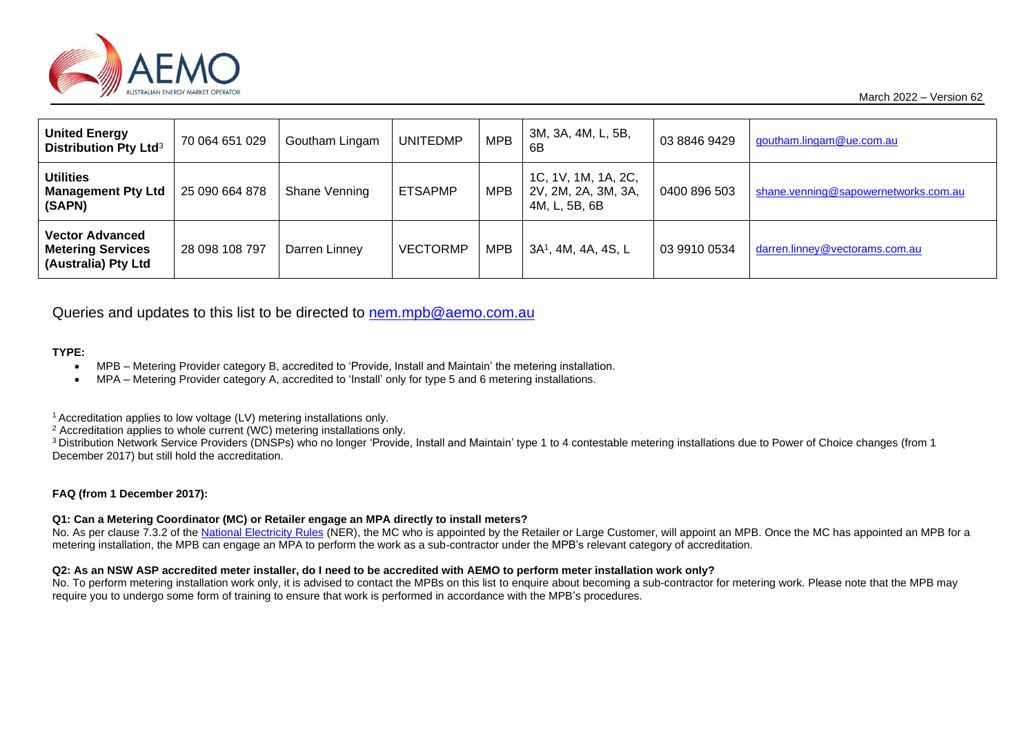| | | | | | | | |
|---|---|---|---|---|---|---|---|
| **United Energy Distribution Pty Ltd**[3] | 70 064 651 029 | Goutham Lingam | UNITEDMP | MPB | 3M, 3A, 4M, L, 5B, 6B | 03 8846 9429 | goutham.lingam@ue.com.au |
| **Utilities Management Pty Ltd (SAPN)** | 25 090 664 878 | Shane Venning | ETSAPMP | MPB | 1C, 1V, 1M, 1A, 2C, 2V, 2M, 2A, 3M, 3A, 4M, L, 5B, 6B | 0400 896 503 | shane.venning@sapowernetworks.com.au |
| **Vector Advanced Metering Services (Australia) Pty Ltd** | 28 098 108 797 | Darren Linney | VECTORMP | MPB | 3A[1], 4M, 4A, 4S, L | 03 9910 0534 | darren.linney@vectorams.com.au |

Queries and updates to this list to be directed to nem.mpb@aemo.com.au

**TYPE:**

- MPB – Metering Provider category B, accredited to 'Provide, Install and Maintain' the metering installation.
- MPA – Metering Provider category A, accredited to 'Install' only for type 5 and 6 metering installations.

[1] Accreditation applies to low voltage (LV) metering installations only.

[2] Accreditation applies to whole current (WC) metering installations only.

[3] Distribution Network Service Providers (DNSPs) who no longer 'Provide, Install and Maintain' type 1 to 4 contestable metering installations due to Power of Choice changes (from 1 December 2017) but still hold the accreditation.

**FAQ (from 1 December 2017):**

**Q1: Can a Metering Coordinator (MC) or Retailer engage an MPA directly to install meters?**

No. As per clause 7.3.2 of the National Electricity Rules (NER), the MC who is appointed by the Retailer or Large Customer, will appoint an MPB. Once the MC has appointed an MPB for a metering installation, the MPB can engage an MPA to perform the work as a sub-contractor under the MPB's relevant category of accreditation.

**Q2: As an NSW ASP accredited meter installer, do I need to be accredited with AEMO to perform meter installation work only?**

No. To perform metering installation work only, it is advised to contact the MPBs on this list to enquire about becoming a sub-contractor for metering work. Please note that the MPB may require you to undergo some form of training to ensure that work is performed in accordance with the MPB's procedures.